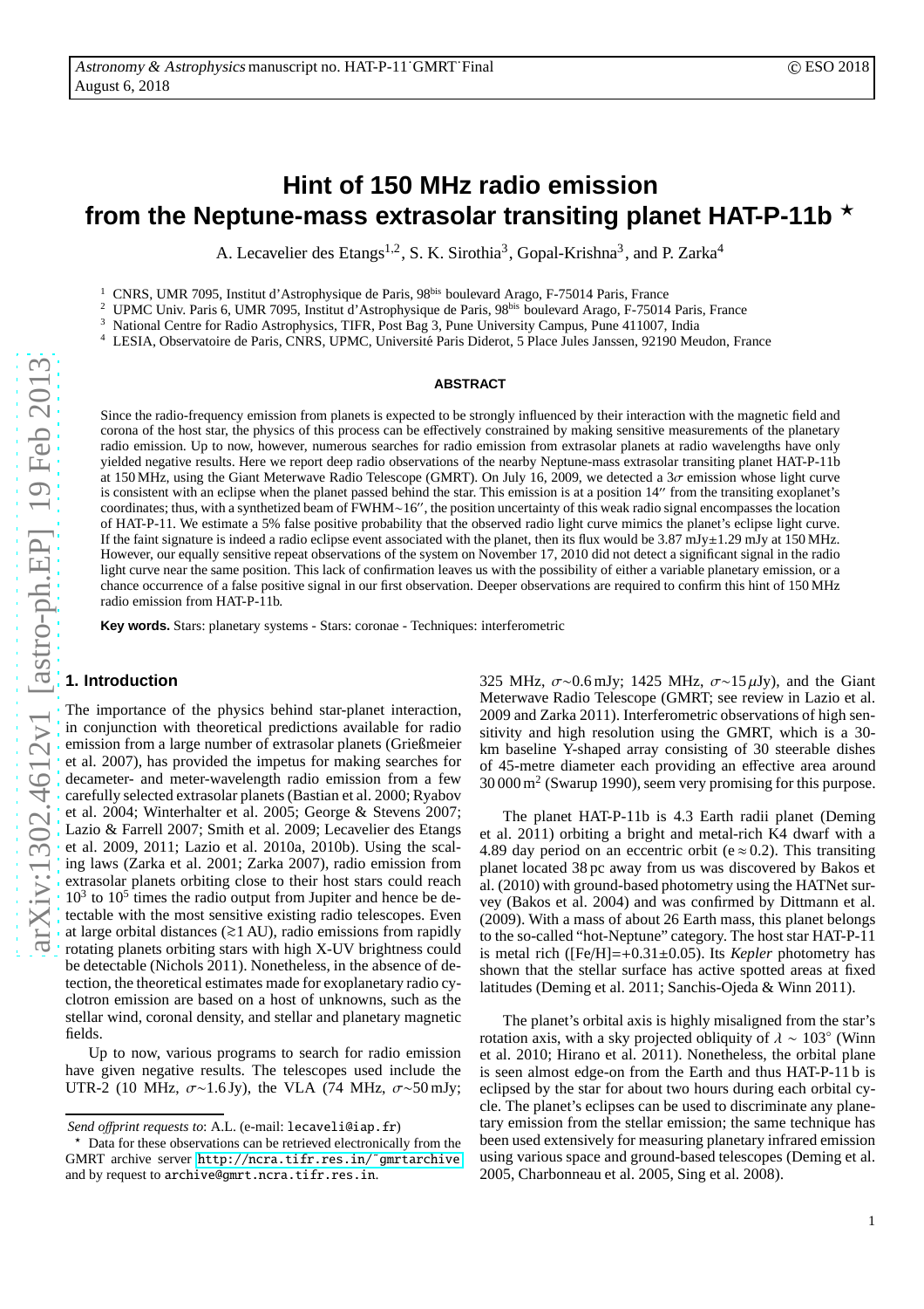# Hint of 150 MHz radio emission from the Neptune-mass extrasolar transiting planet HAT-P-11b ⋆

A. Lecavelier des Etangs[1,2], S. K. Sirothia[3], Gopal-Krishna[3], and P. Zarka[4]

[1] CNRS, UMR 7095, Institut d'Astrophysique de Paris, 98[bis] boulevard Arago, F-75014 Paris, France

[2] UPMC Univ. Paris 6, UMR 7095, Institut d'Astrophysique de Paris, 98[bis] boulevard Arago, F-75014 Paris, France

[3] National Centre for Radio Astrophysics, TIFR, Post Bag 3, Pune University Campus, Pune 411007, India

[4] LESIA, Observatoire de Paris, CNRS, UPMC, Université Paris Diderot, 5 Place Jules Janssen, 92190 Meudon, France

## ABSTRACT

Since the radio-frequency emission from planets is expected to be strongly influenced by their interaction with the magnetic field and corona of the host star, the physics of this process can be effectively constrained by making sensitive measurements of the planetary radio emission. Up to now, however, numerous searches for radio emission from extrasolar planets at radio wavelengths have only yielded negative results. Here we report deep radio observations of the nearby Neptune-mass extrasolar transiting planet HAT-P-11b at 150 MHz, using the Giant Meterwave Radio Telescope (GMRT). On July 16, 2009, we detected a $3\sigma$ emission whose light curve is consistent with an eclipse when the planet passed behind the star. This emission is at a position 14′′ from the transiting exoplanet's coordinates; thus, with a synthetized beam of FWHM∼16′′, the position uncertainty of this weak radio signal encompasses the location of HAT-P-11. We estimate a 5% false positive probability that the observed radio light curve mimics the planet's eclipse light curve. If the faint signature is indeed a radio eclipse event associated with the planet, then its flux would be 3.87 mJy±1.29 mJy at 150 MHz. However, our equally sensitive repeat observations of the system on November 17, 2010 did not detect a significant signal in the radio light curve near the same position. This lack of confirmation leaves us with the possibility of either a variable planetary emission, or a chance occurrence of a false positive signal in our first observation. Deeper observations are required to confirm this hint of 150 MHz radio emission from HAT-P-11b.

**Key words.** Stars: planetary systems - Stars: coronae - Techniques: interferometric

## 1. Introduction

The importance of the physics behind star-planet interaction, in conjunction with theoretical predictions available for radio emission from a large number of extrasolar planets (Grießmeier et al. 2007), has provided the impetus for making searches for decameter- and meter-wavelength radio emission from a few carefully selected extrasolar planets (Bastian et al. 2000; Ryabov et al. 2004; Winterhalter et al. 2005; George & Stevens 2007; Lazio & Farrell 2007; Smith et al. 2009; Lecavelier des Etangs et al. 2009, 2011; Lazio et al. 2010a, 2010b). Using the scaling laws (Zarka et al. 2001; Zarka 2007), radio emission from extrasolar planets orbiting close to their host stars could reach $10^3$ to $10^5$ times the radio output from Jupiter and hence be detectable with the most sensitive existing radio telescopes. Even at large orbital distances ($\gtrsim$1 AU), radio emissions from rapidly rotating planets orbiting stars with high X-UV brightness could be detectable (Nichols 2011). Nonetheless, in the absence of detection, the theoretical estimates made for exoplanetary radio cyclotron emission are based on a host of unknowns, such as the stellar wind, coronal density, and stellar and planetary magnetic fields.

Up to now, various programs to search for radio emission have given negative results. The telescopes used include the UTR-2 (10 MHz, $\sigma$∼1.6 Jy), the VLA (74 MHz, $\sigma$∼50 mJy; 325 MHz, $\sigma$∼0.6 mJy; 1425 MHz, $\sigma$∼15 $\mu$Jy), and the Giant Meterwave Radio Telescope (GMRT; see review in Lazio et al. 2009 and Zarka 2011). Interferometric observations of high sensitivity and high resolution using the GMRT, which is a 30-km baseline Y-shaped array consisting of 30 steerable dishes of 45-metre diameter each providing an effective area around 30 000 m$^2$ (Swarup 1990), seem very promising for this purpose.

The planet HAT-P-11b is 4.3 Earth radii planet (Deming et al. 2011) orbiting a bright and metal-rich K4 dwarf with a 4.89 day period on an eccentric orbit (e ≈ 0.2). This transiting planet located 38 pc away from us was discovered by Bakos et al. (2010) with ground-based photometry using the HATNet survey (Bakos et al. 2004) and was confirmed by Dittmann et al. (2009). With a mass of about 26 Earth mass, this planet belongs to the so-called "hot-Neptune" category. The host star HAT-P-11 is metal rich ([Fe/H]=+0.31±0.05). Its *Kepler* photometry has shown that the stellar surface has active spotted areas at fixed latitudes (Deming et al. 2011; Sanchis-Ojeda & Winn 2011).

The planet's orbital axis is highly misaligned from the star's rotation axis, with a sky projected obliquity of $\lambda \sim 103^\circ$ (Winn et al. 2010; Hirano et al. 2011). Nonetheless, the orbital plane is seen almost edge-on from the Earth and thus HAT-P-11 b is eclipsed by the star for about two hours during each orbital cycle. The planet's eclipses can be used to discriminate any planetary emission from the stellar emission; the same technique has been used extensively for measuring planetary infrared emission using various space and ground-based telescopes (Deming et al. 2005, Charbonneau et al. 2005, Sing et al. 2008).

---

*Send offprint requests to*: A.L. (e-mail: lecaveli@iap.fr)

⋆ Data for these observations can be retrieved electronically from the GMRT archive server http://ncra.tifr.res.in/˜gmrtarchive and by request to archive@gmrt.ncra.tifr.res.in.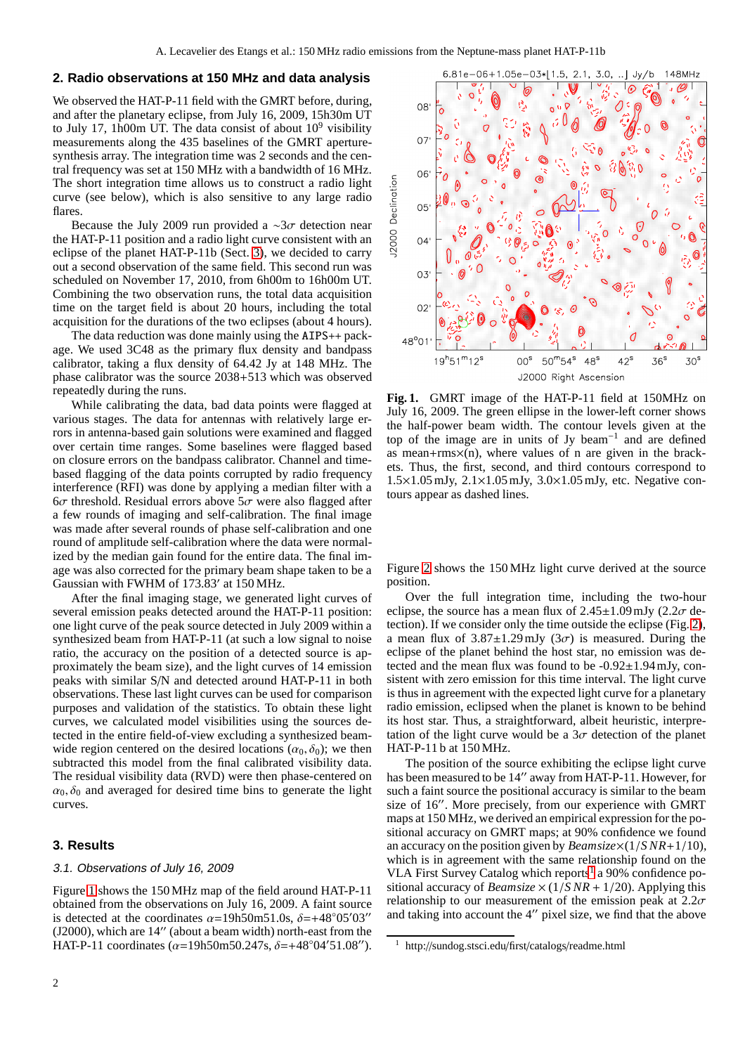## 2. Radio observations at 150 MHz and data analysis

We observed the HAT-P-11 field with the GMRT before, during, and after the planetary eclipse, from July 16, 2009, 15h30m UT to July 17, 1h00m UT. The data consist of about $10^9$ visibility measurements along the 435 baselines of the GMRT aperture-synthesis array. The integration time was 2 seconds and the central frequency was set at 150 MHz with a bandwidth of 16 MHz. The short integration time allows us to construct a radio light curve (see below), which is also sensitive to any large radio flares.

Because the July 2009 run provided a $\sim 3\sigma$ detection near the HAT-P-11 position and a radio light curve consistent with an eclipse of the planet HAT-P-11b (Sect. 3), we decided to carry out a second observation of the same field. This second run was scheduled on November 17, 2010, from 6h00m to 16h00m UT. Combining the two observation runs, the total data acquisition time on the target field is about 20 hours, including the total acquisition for the durations of the two eclipses (about 4 hours).

The data reduction was done mainly using the AIPS++ package. We used 3C48 as the primary flux density and bandpass calibrator, taking a flux density of 64.42 Jy at 148 MHz. The phase calibrator was the source 2038+513 which was observed repeatedly during the runs.

While calibrating the data, bad data points were flagged at various stages. The data for antennas with relatively large errors in antenna-based gain solutions were examined and flagged over certain time ranges. Some baselines were flagged based on closure errors on the bandpass calibrator. Channel and time-based flagging of the data points corrupted by radio frequency interference (RFI) was done by applying a median filter with a $6\sigma$ threshold. Residual errors above $5\sigma$ were also flagged after a few rounds of imaging and self-calibration. The final image was made after several rounds of phase self-calibration and one round of amplitude self-calibration where the data were normalized by the median gain found for the entire data. The final image was also corrected for the primary beam shape taken to be a Gaussian with FWHM of 173.83′ at 150 MHz.

After the final imaging stage, we generated light curves of several emission peaks detected around the HAT-P-11 position: one light curve of the peak source detected in July 2009 within a synthesized beam from HAT-P-11 (at such a low signal to noise ratio, the accuracy on the position of a detected source is approximately the beam size), and the light curves of 14 emission peaks with similar S/N and detected around HAT-P-11 in both observations. These last light curves can be used for comparison purposes and validation of the statistics. To obtain these light curves, we calculated model visibilities using the sources detected in the entire field-of-view excluding a synthesized beam-wide region centered on the desired locations ($\alpha_0, \delta_0$); we then subtracted this model from the final calibrated visibility data. The residual visibility data (RVD) were then phase-centered on $\alpha_0, \delta_0$ and averaged for desired time bins to generate the light curves.

## 3. Results

### 3.1. Observations of July 16, 2009

Figure 1 shows the 150 MHz map of the field around HAT-P-11 obtained from the observations on July 16, 2009. A faint source is detected at the coordinates $\alpha$=19h50m51.0s, $\delta$=+48°05′03″ (J2000), which are 14″ (about a beam width) north-east from the HAT-P-11 coordinates ($\alpha$=19h50m50.247s, $\delta$=+48°04′51.08″).

**Fig. 1.** GMRT image of the HAT-P-11 field at 150MHz on July 16, 2009. The green ellipse in the lower-left corner shows the half-power beam width. The contour levels given at the top of the image are in units of Jy beam$^{-1}$ and are defined as mean+rms×(n), where values of n are given in the brackets. Thus, the first, second, and third contours correspond to 1.5×1.05 mJy, 2.1×1.05 mJy, 3.0×1.05 mJy, etc. Negative contours appear as dashed lines.

Figure 2 shows the 150 MHz light curve derived at the source position.

Over the full integration time, including the two-hour eclipse, the source has a mean flux of 2.45±1.09 mJy ($2.2\sigma$ detection). If we consider only the time outside the eclipse (Fig. 2), a mean flux of 3.87±1.29 mJy ($3\sigma$) is measured. During the eclipse of the planet behind the host star, no emission was detected and the mean flux was found to be -0.92±1.94 mJy, consistent with zero emission for this time interval. The light curve is thus in agreement with the expected light curve for a planetary radio emission, eclipsed when the planet is known to be behind its host star. Thus, a straightforward, albeit heuristic, interpretation of the light curve would be a $3\sigma$ detection of the planet HAT-P-11 b at 150 MHz.

The position of the source exhibiting the eclipse light curve has been measured to be 14″ away from HAT-P-11. However, for such a faint source the positional accuracy is similar to the beam size of 16″. More precisely, from our experience with GMRT maps at 150 MHz, we derived an empirical expression for the positional accuracy on GMRT maps; at 90% confidence we found an accuracy on the position given by *Beamsize*×$(1/SNR+1/10)$, which is in agreement with the same relationship found on the VLA First Survey Catalog which reports[1] a 90% confidence positional accuracy of *Beamsize* × $(1/SNR + 1/20)$. Applying this relationship to our measurement of the emission peak at $2.2\sigma$ and taking into account the 4″ pixel size, we find that the above

[1] http://sundog.stsci.edu/first/catalogs/readme.html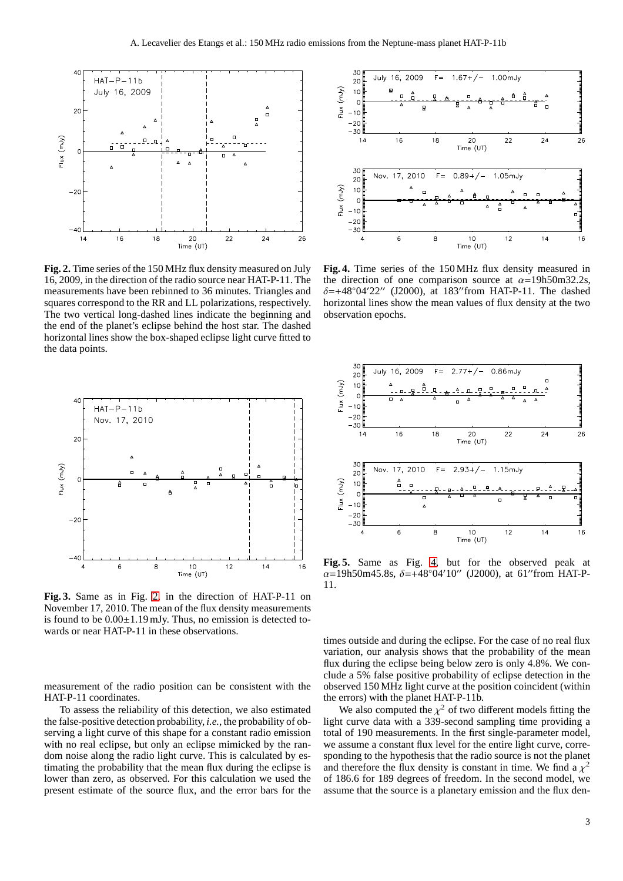**Fig. 2.** Time series of the 150 MHz flux density measured on July 16, 2009, in the direction of the radio source near HAT-P-11. The measurements have been rebinned to 36 minutes. Triangles and squares correspond to the RR and LL polarizations, respectively. The two vertical long-dashed lines indicate the beginning and the end of the planet's eclipse behind the host star. The dashed horizontal lines show the box-shaped eclipse light curve fitted to the data points.

**Fig. 3.** Same as in Fig. 2, in the direction of HAT-P-11 on November 17, 2010. The mean of the flux density measurements is found to be $0.00 \pm 1.19$ mJy. Thus, no emission is detected towards or near HAT-P-11 in these observations.

**Fig. 4.** Time series of the 150 MHz flux density measured in the direction of one comparison source at $\alpha$=19h50m32.2s, $\delta$=+48°04′22″ (J2000), at 183″from HAT-P-11. The dashed horizontal lines show the mean values of flux density at the two observation epochs.

**Fig. 5.** Same as Fig. 4, but for the observed peak at $\alpha$=19h50m45.8s, $\delta$=+48°04′10″ (J2000), at 61″from HAT-P-11.

measurement of the radio position can be consistent with the HAT-P-11 coordinates.

To assess the reliability of this detection, we also estimated the false-positive detection probability, *i.e.*, the probability of observing a light curve of this shape for a constant radio emission with no real eclipse, but only an eclipse mimicked by the random noise along the radio light curve. This is calculated by estimating the probability that the mean flux during the eclipse is lower than zero, as observed. For this calculation we used the present estimate of the source flux, and the error bars for the times outside and during the eclipse. For the case of no real flux variation, our analysis shows that the probability of the mean flux during the eclipse being below zero is only 4.8%. We conclude a 5% false positive probability of eclipse detection in the observed 150 MHz light curve at the position coincident (within the errors) with the planet HAT-P-11b.

We also computed the $\chi^2$ of two different models fitting the light curve data with a 339-second sampling time providing a total of 190 measurements. In the first single-parameter model, we assume a constant flux level for the entire light curve, corresponding to the hypothesis that the radio source is not the planet and therefore the flux density is constant in time. We find a $\chi^2$ of 186.6 for 189 degrees of freedom. In the second model, we assume that the source is a planetary emission and the flux den-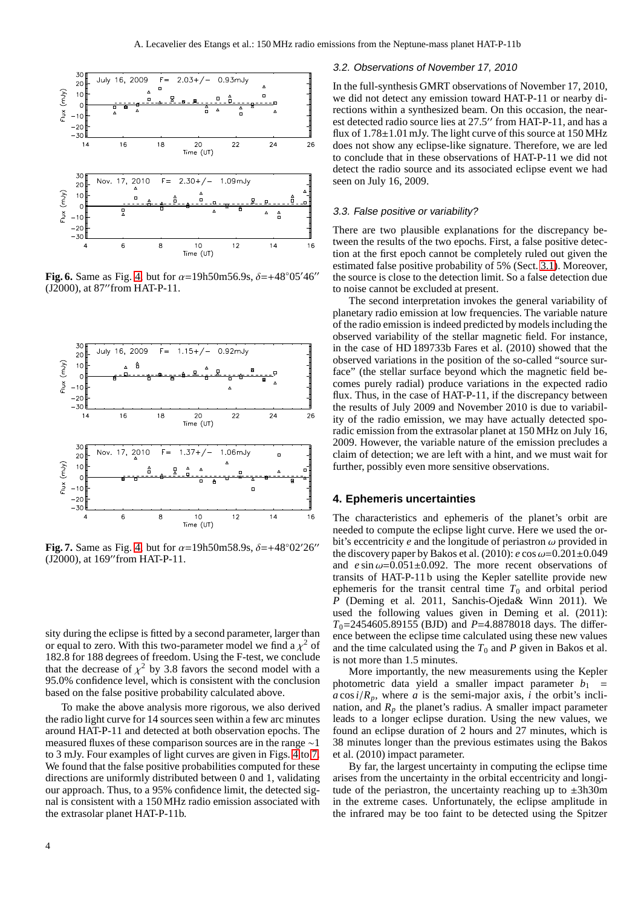**Fig. 6.** Same as Fig. 4, but for $\alpha$=19h50m56.9s, $\delta$=+48°05′46″ (J2000), at 87″from HAT-P-11.

**Fig. 7.** Same as Fig. 4, but for $\alpha$=19h50m58.9s, $\delta$=+48°02′26″ (J2000), at 169″from HAT-P-11.

sity during the eclipse is fitted by a second parameter, larger than or equal to zero. With this two-parameter model we find a $\chi^2$ of 182.8 for 188 degrees of freedom. Using the F-test, we conclude that the decrease of $\chi^2$ by 3.8 favors the second model with a 95.0% confidence level, which is consistent with the conclusion based on the false positive probability calculated above.

To make the above analysis more rigorous, we also derived the radio light curve for 14 sources seen within a few arc minutes around HAT-P-11 and detected at both observation epochs. The measured fluxes of these comparison sources are in the range ∼1 to 3 mJy. Four examples of light curves are given in Figs. 4 to 7. We found that the false positive probabilities computed for these directions are uniformly distributed between 0 and 1, validating our approach. Thus, to a 95% confidence limit, the detected signal is consistent with a 150 MHz radio emission associated with the extrasolar planet HAT-P-11b.

### 3.2. Observations of November 17, 2010

In the full-synthesis GMRT observations of November 17, 2010, we did not detect any emission toward HAT-P-11 or nearby directions within a synthesized beam. On this occasion, the nearest detected radio source lies at 27.5″ from HAT-P-11, and has a flux of 1.78±1.01 mJy. The light curve of this source at 150 MHz does not show any eclipse-like signature. Therefore, we are led to conclude that in these observations of HAT-P-11 we did not detect the radio source and its associated eclipse event we had seen on July 16, 2009.

### 3.3. False positive or variability?

There are two plausible explanations for the discrepancy between the results of the two epochs. First, a false positive detection at the first epoch cannot be completely ruled out given the estimated false positive probability of 5% (Sect. 3.1). Moreover, the source is close to the detection limit. So a false detection due to noise cannot be excluded at present.

The second interpretation invokes the general variability of planetary radio emission at low frequencies. The variable nature of the radio emission is indeed predicted by models including the observed variability of the stellar magnetic field. For instance, in the case of HD 189733b Fares et al. (2010) showed that the observed variations in the position of the so-called "source surface" (the stellar surface beyond which the magnetic field becomes purely radial) produce variations in the expected radio flux. Thus, in the case of HAT-P-11, if the discrepancy between the results of July 2009 and November 2010 is due to variability of the radio emission, we may have actually detected sporadic emission from the extrasolar planet at 150 MHz on July 16, 2009. However, the variable nature of the emission precludes a claim of detection; we are left with a hint, and we must wait for further, possibly even more sensitive observations.

## 4. Ephemeris uncertainties

The characteristics and ephemeris of the planet's orbit are needed to compute the eclipse light curve. Here we used the orbit's eccentricity $e$ and the longitude of periastron $\omega$ provided in the discovery paper by Bakos et al. (2010): $e\cos\omega$=0.201±0.049 and $e\sin\omega$=0.051±0.092. The more recent observations of transits of HAT-P-11 b using the Kepler satellite provide new ephemeris for the transit central time $T_0$ and orbital period $P$ (Deming et al. 2011, Sanchis-Ojeda& Winn 2011). We used the following values given in Deming et al. (2011): $T_0$=2454605.89155 (BJD) and $P$=4.8878018 days. The difference between the eclipse time calculated using these new values and the time calculated using the $T_0$ and $P$ given in Bakos et al. is not more than 1.5 minutes.

More importantly, the new measurements using the Kepler photometric data yield a smaller impact parameter $b_1 = a\cos i/R_p$, where $a$ is the semi-major axis, $i$ the orbit's inclination, and $R_p$ the planet's radius. A smaller impact parameter leads to a longer eclipse duration. Using the new values, we found an eclipse duration of 2 hours and 27 minutes, which is 38 minutes longer than the previous estimates using the Bakos et al. (2010) impact parameter.

By far, the largest uncertainty in computing the eclipse time arises from the uncertainty in the orbital eccentricity and longitude of the periastron, the uncertainty reaching up to ±3h30m in the extreme cases. Unfortunately, the eclipse amplitude in the infrared may be too faint to be detected using the Spitzer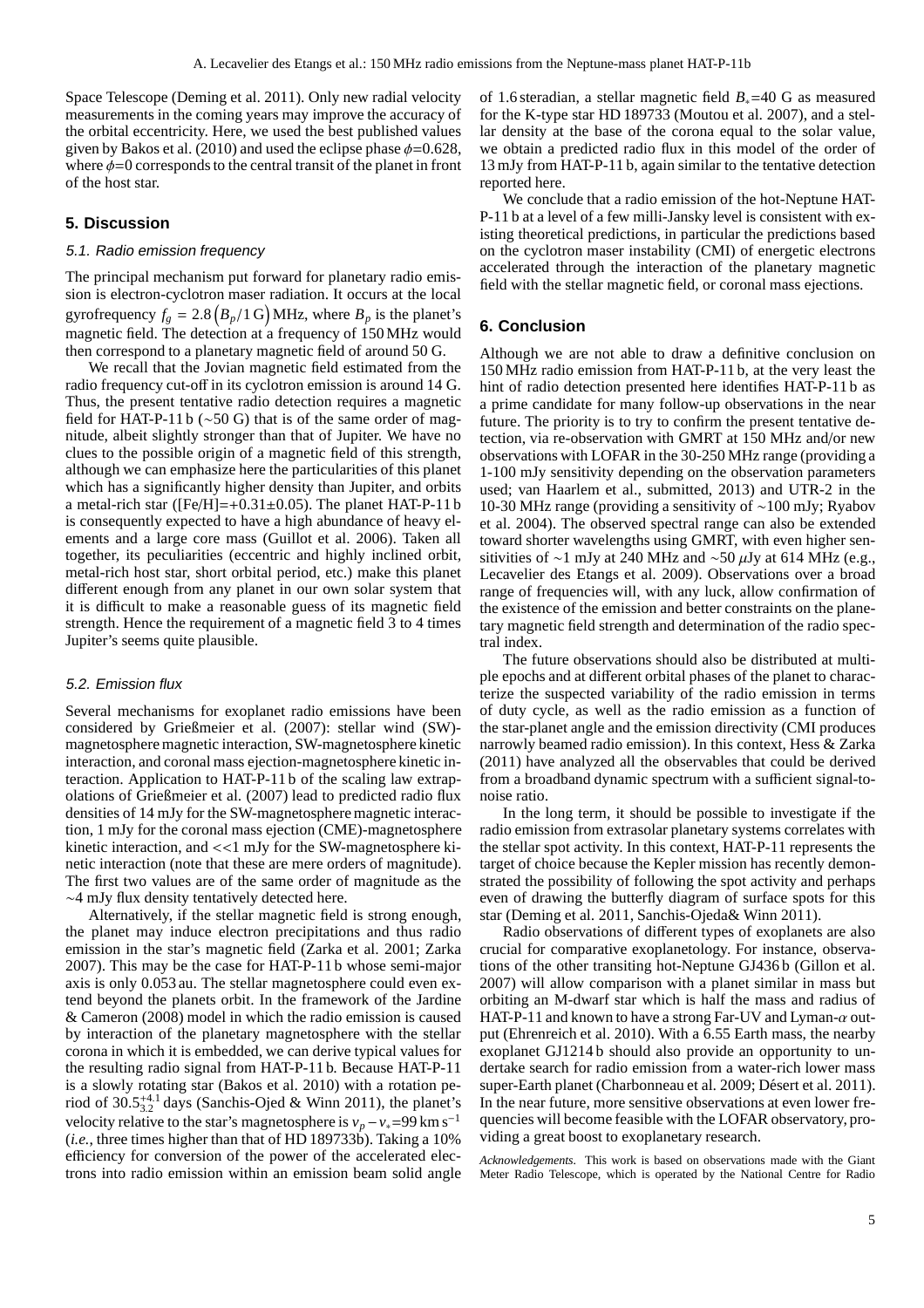Space Telescope (Deming et al. 2011). Only new radial velocity measurements in the coming years may improve the accuracy of the orbital eccentricity. Here, we used the best published values given by Bakos et al. (2010) and used the eclipse phase $\phi$=0.628, where $\phi$=0 corresponds to the central transit of the planet in front of the host star.

## 5. Discussion

### 5.1. Radio emission frequency

The principal mechanism put forward for planetary radio emission is electron-cyclotron maser radiation. It occurs at the local gyrofrequency $f_g = 2.8\left(B_p/1\,\mathrm{G}\right)$ MHz, where $B_p$ is the planet's magnetic field. The detection at a frequency of 150 MHz would then correspond to a planetary magnetic field of around 50 G.

We recall that the Jovian magnetic field estimated from the radio frequency cut-off in its cyclotron emission is around 14 G. Thus, the present tentative radio detection requires a magnetic field for HAT-P-11 b ($\sim$50 G) that is of the same order of magnitude, albeit slightly stronger than that of Jupiter. We have no clues to the possible origin of a magnetic field of this strength, although we can emphasize here the particularities of this planet which has a significantly higher density than Jupiter, and orbits a metal-rich star ([Fe/H]=+0.31±0.05). The planet HAT-P-11 b is consequently expected to have a high abundance of heavy elements and a large core mass (Guillot et al. 2006). Taken all together, its peculiarities (eccentric and highly inclined orbit, metal-rich host star, short orbital period, etc.) make this planet different enough from any planet in our own solar system that it is difficult to make a reasonable guess of its magnetic field strength. Hence the requirement of a magnetic field 3 to 4 times Jupiter's seems quite plausible.

### 5.2. Emission flux

Several mechanisms for exoplanet radio emissions have been considered by Grießmeier et al. (2007): stellar wind (SW)-magnetosphere magnetic interaction, SW-magnetosphere kinetic interaction, and coronal mass ejection-magnetosphere kinetic interaction. Application to HAT-P-11 b of the scaling law extrapolations of Grießmeier et al. (2007) lead to predicted radio flux densities of 14 mJy for the SW-magnetosphere magnetic interaction, 1 mJy for the coronal mass ejection (CME)-magnetosphere kinetic interaction, and <<1 mJy for the SW-magnetosphere kinetic interaction (note that these are mere orders of magnitude). The first two values are of the same order of magnitude as the $\sim$4 mJy flux density tentatively detected here.

Alternatively, if the stellar magnetic field is strong enough, the planet may induce electron precipitations and thus radio emission in the star's magnetic field (Zarka et al. 2001; Zarka 2007). This may be the case for HAT-P-11 b whose semi-major axis is only 0.053 au. The stellar magnetosphere could even extend beyond the planets orbit. In the framework of the Jardine & Cameron (2008) model in which the radio emission is caused by interaction of the planetary magnetosphere with the stellar corona in which it is embedded, we can derive typical values for the resulting radio signal from HAT-P-11 b. Because HAT-P-11 is a slowly rotating star (Bakos et al. 2010) with a rotation period of $30.5^{+4.1}_{-3.2}$ days (Sanchis-Ojed & Winn 2011), the planet's velocity relative to the star's magnetosphere is $v_p - v_* = 99\,\mathrm{km\,s^{-1}}$ (*i.e.*, three times higher than that of HD 189733b). Taking a 10% efficiency for conversion of the power of the accelerated electrons into radio emission within an emission beam solid angle of 1.6 steradian, a stellar magnetic field $B_*$=40 G as measured for the K-type star HD 189733 (Moutou et al. 2007), and a stellar density at the base of the corona equal to the solar value, we obtain a predicted radio flux in this model of the order of 13 mJy from HAT-P-11 b, again similar to the tentative detection reported here.

We conclude that a radio emission of the hot-Neptune HAT-P-11 b at a level of a few milli-Jansky level is consistent with existing theoretical predictions, in particular the predictions based on the cyclotron maser instability (CMI) of energetic electrons accelerated through the interaction of the planetary magnetic field with the stellar magnetic field, or coronal mass ejections.

## 6. Conclusion

Although we are not able to draw a definitive conclusion on 150 MHz radio emission from HAT-P-11 b, at the very least the hint of radio detection presented here identifies HAT-P-11 b as a prime candidate for many follow-up observations in the near future. The priority is to try to confirm the present tentative detection, via re-observation with GMRT at 150 MHz and/or new observations with LOFAR in the 30-250 MHz range (providing a 1-100 mJy sensitivity depending on the observation parameters used; van Haarlem et al., submitted, 2013) and UTR-2 in the 10-30 MHz range (providing a sensitivity of $\sim$100 mJy; Ryabov et al. 2004). The observed spectral range can also be extended toward shorter wavelengths using GMRT, with even higher sensitivities of $\sim$1 mJy at 240 MHz and $\sim$50 $\mu$Jy at 614 MHz (e.g., Lecavelier des Etangs et al. 2009). Observations over a broad range of frequencies will, with any luck, allow confirmation of the existence of the emission and better constraints on the planetary magnetic field strength and determination of the radio spectral index.

The future observations should also be distributed at multiple epochs and at different orbital phases of the planet to characterize the suspected variability of the radio emission in terms of duty cycle, as well as the radio emission as a function of the star-planet angle and the emission directivity (CMI produces narrowly beamed radio emission). In this context, Hess & Zarka (2011) have analyzed all the observables that could be derived from a broadband dynamic spectrum with a sufficient signal-to-noise ratio.

In the long term, it should be possible to investigate if the radio emission from extrasolar planetary systems correlates with the stellar spot activity. In this context, HAT-P-11 represents the target of choice because the Kepler mission has recently demonstrated the possibility of following the spot activity and perhaps even of drawing the butterfly diagram of surface spots for this star (Deming et al. 2011, Sanchis-Ojeda& Winn 2011).

Radio observations of different types of exoplanets are also crucial for comparative exoplanetology. For instance, observations of the other transiting hot-Neptune GJ436 b (Gillon et al. 2007) will allow comparison with a planet similar in mass but orbiting an M-dwarf star which is half the mass and radius of HAT-P-11 and known to have a strong Far-UV and Lyman-$\alpha$ output (Ehrenreich et al. 2010). With a 6.55 Earth mass, the nearby exoplanet GJ1214 b should also provide an opportunity to undertake search for radio emission from a water-rich lower mass super-Earth planet (Charbonneau et al. 2009; Désert et al. 2011). In the near future, more sensitive observations at even lower frequencies will become feasible with the LOFAR observatory, providing a great boost to exoplanetary research.

*Acknowledgements.* This work is based on observations made with the Giant Meter Radio Telescope, which is operated by the National Centre for Radio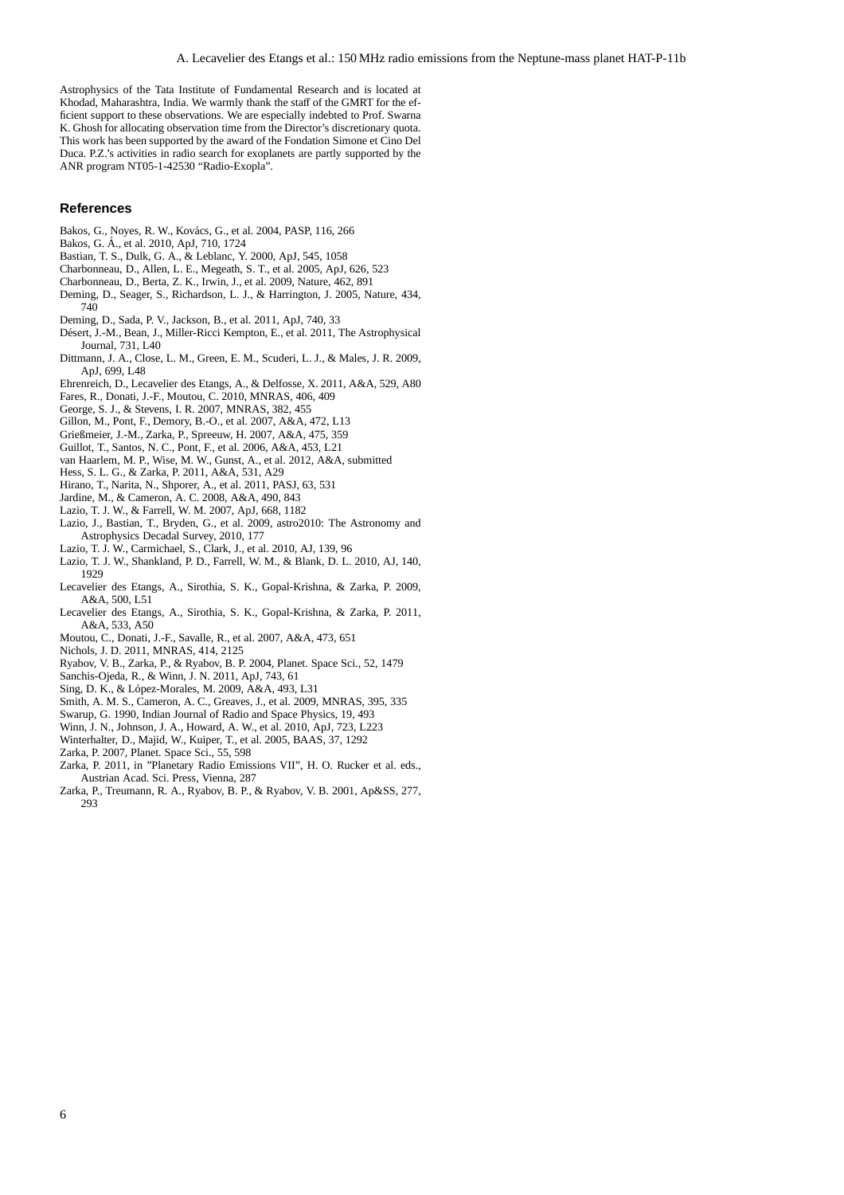Astrophysics of the Tata Institute of Fundamental Research and is located at Khodad, Maharashtra, India. We warmly thank the staff of the GMRT for the efficient support to these observations. We are especially indebted to Prof. Swarna K. Ghosh for allocating observation time from the Director's discretionary quota. This work has been supported by the award of the Fondation Simone et Cino Del Duca. P.Z.'s activities in radio search for exoplanets are partly supported by the ANR program NT05-1-42530 "Radio-Exopla".

## References

Bakos, G., Noyes, R. W., Kovács, G., et al. 2004, PASP, 116, 266
Bakos, G. Á., et al. 2010, ApJ, 710, 1724
Bastian, T. S., Dulk, G. A., & Leblanc, Y. 2000, ApJ, 545, 1058
Charbonneau, D., Allen, L. E., Megeath, S. T., et al. 2005, ApJ, 626, 523
Charbonneau, D., Berta, Z. K., Irwin, J., et al. 2009, Nature, 462, 891
Deming, D., Seager, S., Richardson, L. J., & Harrington, J. 2005, Nature, 434, 740
Deming, D., Sada, P. V., Jackson, B., et al. 2011, ApJ, 740, 33
Désert, J.-M., Bean, J., Miller-Ricci Kempton, E., et al. 2011, The Astrophysical Journal, 731, L40
Dittmann, J. A., Close, L. M., Green, E. M., Scuderi, L. J., & Males, J. R. 2009, ApJ, 699, L48
Ehrenreich, D., Lecavelier des Etangs, A., & Delfosse, X. 2011, A&A, 529, A80
Fares, R., Donati, J.-F., Moutou, C. 2010, MNRAS, 406, 409
George, S. J., & Stevens, I. R. 2007, MNRAS, 382, 455
Gillon, M., Pont, F., Demory, B.-O., et al. 2007, A&A, 472, L13
Grießmeier, J.-M., Zarka, P., Spreeuw, H. 2007, A&A, 475, 359
Guillot, T., Santos, N. C., Pont, F., et al. 2006, A&A, 453, L21
van Haarlem, M. P., Wise, M. W., Gunst, A., et al. 2012, A&A, submitted
Hess, S. L. G., & Zarka, P. 2011, A&A, 531, A29
Hirano, T., Narita, N., Shporer, A., et al. 2011, PASJ, 63, 531
Jardine, M., & Cameron, A. C. 2008, A&A, 490, 843
Lazio, T. J. W., & Farrell, W. M. 2007, ApJ, 668, 1182
Lazio, J., Bastian, T., Bryden, G., et al. 2009, astro2010: The Astronomy and Astrophysics Decadal Survey, 2010, 177
Lazio, T. J. W., Carmichael, S., Clark, J., et al. 2010, AJ, 139, 96
Lazio, T. J. W., Shankland, P. D., Farrell, W. M., & Blank, D. L. 2010, AJ, 140, 1929
Lecavelier des Etangs, A., Sirothia, S. K., Gopal-Krishna, & Zarka, P. 2009, A&A, 500, L51
Lecavelier des Etangs, A., Sirothia, S. K., Gopal-Krishna, & Zarka, P. 2011, A&A, 533, A50
Moutou, C., Donati, J.-F., Savalle, R., et al. 2007, A&A, 473, 651
Nichols, J. D. 2011, MNRAS, 414, 2125
Ryabov, V. B., Zarka, P., & Ryabov, B. P. 2004, Planet. Space Sci., 52, 1479
Sanchis-Ojeda, R., & Winn, J. N. 2011, ApJ, 743, 61
Sing, D. K., & López-Morales, M. 2009, A&A, 493, L31
Smith, A. M. S., Cameron, A. C., Greaves, J., et al. 2009, MNRAS, 395, 335
Swarup, G. 1990, Indian Journal of Radio and Space Physics, 19, 493
Winn, J. N., Johnson, J. A., Howard, A. W., et al. 2010, ApJ, 723, L223
Winterhalter, D., Majid, W., Kuiper, T., et al. 2005, BAAS, 37, 1292
Zarka, P. 2007, Planet. Space Sci., 55, 598
Zarka, P. 2011, in "Planetary Radio Emissions VII", H. O. Rucker et al. eds., Austrian Acad. Sci. Press, Vienna, 287
Zarka, P., Treumann, R. A., Ryabov, B. P., & Ryabov, V. B. 2001, Ap&SS, 277, 293